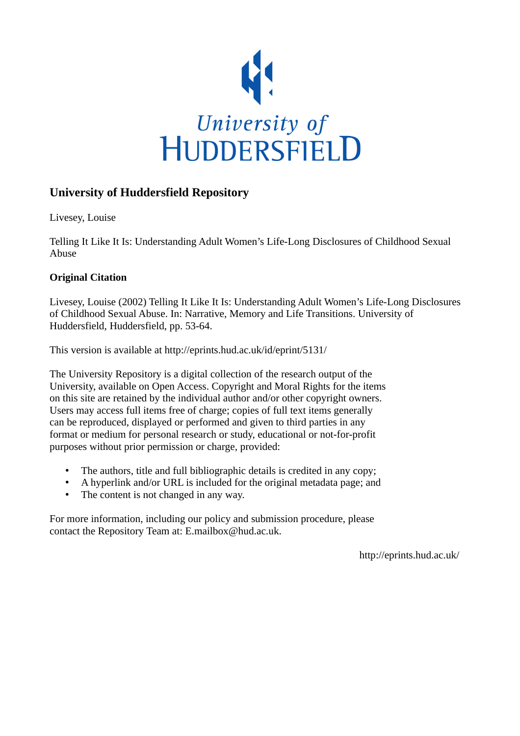University of
HUDDERSFIELD

## University of Huddersfield Repository

Livesey, Louise

Telling It Like It Is: Understanding Adult Women's Life-Long Disclosures of Childhood Sexual Abuse

### Original Citation

Livesey, Louise (2002) Telling It Like It Is: Understanding Adult Women's Life-Long Disclosures of Childhood Sexual Abuse. In: Narrative, Memory and Life Transitions. University of Huddersfield, Huddersfield, pp. 53-64.

This version is available at http://eprints.hud.ac.uk/id/eprint/5131/

The University Repository is a digital collection of the research output of the University, available on Open Access. Copyright and Moral Rights for the items on this site are retained by the individual author and/or other copyright owners. Users may access full items free of charge; copies of full text items generally can be reproduced, displayed or performed and given to third parties in any format or medium for personal research or study, educational or not-for-profit purposes without prior permission or charge, provided:

- The authors, title and full bibliographic details is credited in any copy;
- A hyperlink and/or URL is included for the original metadata page; and
- The content is not changed in any way.

For more information, including our policy and submission procedure, please contact the Repository Team at: E.mailbox@hud.ac.uk.

http://eprints.hud.ac.uk/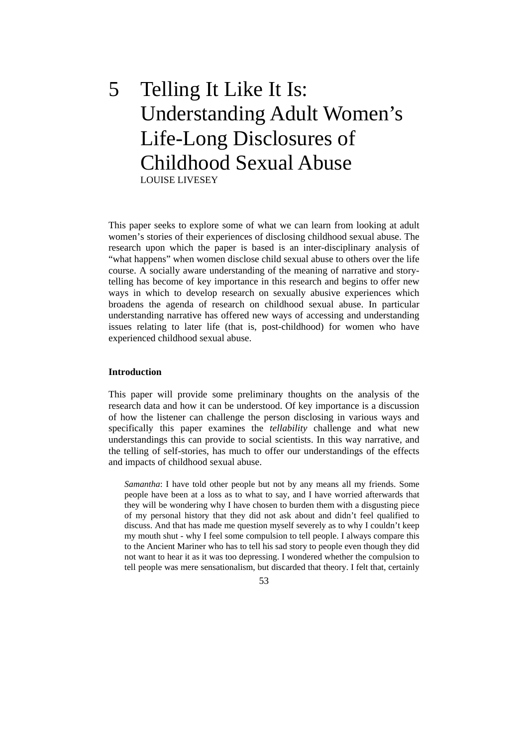# 5 Telling It Like It Is: Understanding Adult Women's Life-Long Disclosures of Childhood Sexual Abuse

LOUISE LIVESEY

This paper seeks to explore some of what we can learn from looking at adult women's stories of their experiences of disclosing childhood sexual abuse. The research upon which the paper is based is an inter-disciplinary analysis of "what happens" when women disclose child sexual abuse to others over the life course. A socially aware understanding of the meaning of narrative and story-telling has become of key importance in this research and begins to offer new ways in which to develop research on sexually abusive experiences which broadens the agenda of research on childhood sexual abuse. In particular understanding narrative has offered new ways of accessing and understanding issues relating to later life (that is, post-childhood) for women who have experienced childhood sexual abuse.

**Introduction**

This paper will provide some preliminary thoughts on the analysis of the research data and how it can be understood. Of key importance is a discussion of how the listener can challenge the person disclosing in various ways and specifically this paper examines the *tellability* challenge and what new understandings this can provide to social scientists. In this way narrative, and the telling of self-stories, has much to offer our understandings of the effects and impacts of childhood sexual abuse.

> *Samantha*: I have told other people but not by any means all my friends. Some people have been at a loss as to what to say, and I have worried afterwards that they will be wondering why I have chosen to burden them with a disgusting piece of my personal history that they did not ask about and didn't feel qualified to discuss. And that has made me question myself severely as to why I couldn't keep my mouth shut - why I feel some compulsion to tell people. I always compare this to the Ancient Mariner who has to tell his sad story to people even though they did not want to hear it as it was too depressing. I wondered whether the compulsion to tell people was mere sensationalism, but discarded that theory. I felt that, certainly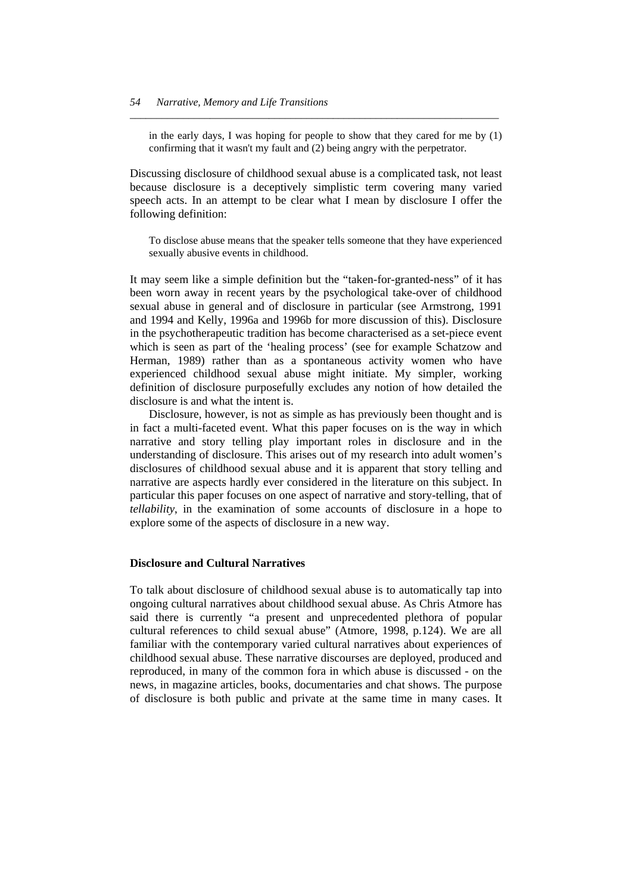> in the early days, I was hoping for people to show that they cared for me by (1) confirming that it wasn't my fault and (2) being angry with the perpetrator.

Discussing disclosure of childhood sexual abuse is a complicated task, not least because disclosure is a deceptively simplistic term covering many varied speech acts. In an attempt to be clear what I mean by disclosure I offer the following definition:

> To disclose abuse means that the speaker tells someone that they have experienced sexually abusive events in childhood.

It may seem like a simple definition but the "taken-for-granted-ness" of it has been worn away in recent years by the psychological take-over of childhood sexual abuse in general and of disclosure in particular (see Armstrong, 1991 and 1994 and Kelly, 1996a and 1996b for more discussion of this). Disclosure in the psychotherapeutic tradition has become characterised as a set-piece event which is seen as part of the 'healing process' (see for example Schatzow and Herman, 1989) rather than as a spontaneous activity women who have experienced childhood sexual abuse might initiate. My simpler, working definition of disclosure purposefully excludes any notion of how detailed the disclosure is and what the intent is.

Disclosure, however, is not as simple as has previously been thought and is in fact a multi-faceted event. What this paper focuses on is the way in which narrative and story telling play important roles in disclosure and in the understanding of disclosure. This arises out of my research into adult women's disclosures of childhood sexual abuse and it is apparent that story telling and narrative are aspects hardly ever considered in the literature on this subject. In particular this paper focuses on one aspect of narrative and story-telling, that of *tellability*, in the examination of some accounts of disclosure in a hope to explore some of the aspects of disclosure in a new way.

## Disclosure and Cultural Narratives

To talk about disclosure of childhood sexual abuse is to automatically tap into ongoing cultural narratives about childhood sexual abuse. As Chris Atmore has said there is currently "a present and unprecedented plethora of popular cultural references to child sexual abuse" (Atmore, 1998, p.124). We are all familiar with the contemporary varied cultural narratives about experiences of childhood sexual abuse. These narrative discourses are deployed, produced and reproduced, in many of the common fora in which abuse is discussed - on the news, in magazine articles, books, documentaries and chat shows. The purpose of disclosure is both public and private at the same time in many cases. It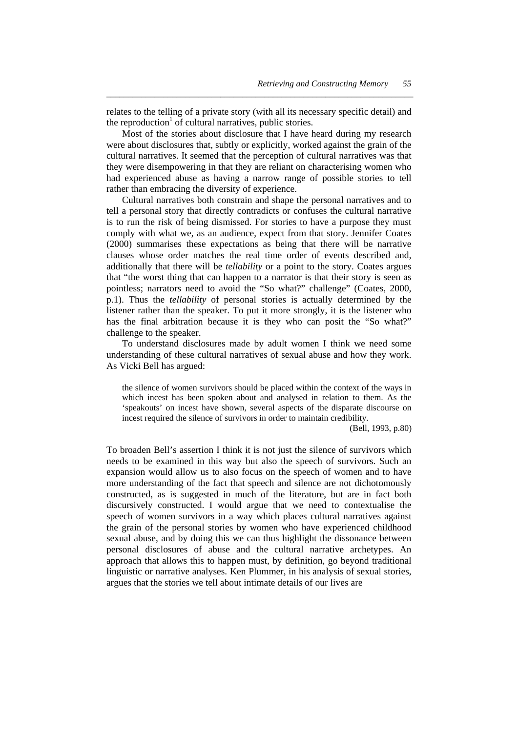relates to the telling of a private story (with all its necessary specific detail) and the reproduction[1] of cultural narratives, public stories.

Most of the stories about disclosure that I have heard during my research were about disclosures that, subtly or explicitly, worked against the grain of the cultural narratives. It seemed that the perception of cultural narratives was that they were disempowering in that they are reliant on characterising women who had experienced abuse as having a narrow range of possible stories to tell rather than embracing the diversity of experience.

Cultural narratives both constrain and shape the personal narratives and to tell a personal story that directly contradicts or confuses the cultural narrative is to run the risk of being dismissed. For stories to have a purpose they must comply with what we, as an audience, expect from that story. Jennifer Coates (2000) summarises these expectations as being that there will be narrative clauses whose order matches the real time order of events described and, additionally that there will be *tellability* or a point to the story. Coates argues that "the worst thing that can happen to a narrator is that their story is seen as pointless; narrators need to avoid the "So what?" challenge" (Coates, 2000, p.1). Thus the *tellability* of personal stories is actually determined by the listener rather than the speaker. To put it more strongly, it is the listener who has the final arbitration because it is they who can posit the "So what?" challenge to the speaker.

To understand disclosures made by adult women I think we need some understanding of these cultural narratives of sexual abuse and how they work. As Vicki Bell has argued:

> the silence of women survivors should be placed within the context of the ways in which incest has been spoken about and analysed in relation to them. As the 'speakouts' on incest have shown, several aspects of the disparate discourse on incest required the silence of survivors in order to maintain credibility.
>
> (Bell, 1993, p.80)

To broaden Bell's assertion I think it is not just the silence of survivors which needs to be examined in this way but also the speech of survivors. Such an expansion would allow us to also focus on the speech of women and to have more understanding of the fact that speech and silence are not dichotomously constructed, as is suggested in much of the literature, but are in fact both discursively constructed. I would argue that we need to contextualise the speech of women survivors in a way which places cultural narratives against the grain of the personal stories by women who have experienced childhood sexual abuse, and by doing this we can thus highlight the dissonance between personal disclosures of abuse and the cultural narrative archetypes. An approach that allows this to happen must, by definition, go beyond traditional linguistic or narrative analyses. Ken Plummer, in his analysis of sexual stories, argues that the stories we tell about intimate details of our lives are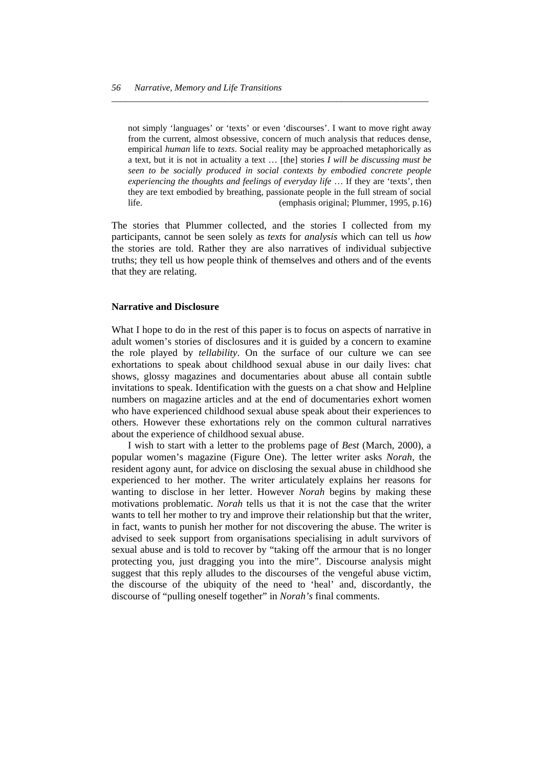not simply 'languages' or 'texts' or even 'discourses'. I want to move right away from the current, almost obsessive, concern of much analysis that reduces dense, empirical *human* life to *texts*. Social reality may be approached metaphorically as a text, but it is not in actuality a text … [the] stories *I will be discussing must be seen to be socially produced in social contexts by embodied concrete people experiencing the thoughts and feelings of everyday life* … If they are 'texts', then they are text embodied by breathing, passionate people in the full stream of social life. (emphasis original; Plummer, 1995, p.16)

The stories that Plummer collected, and the stories I collected from my participants, cannot be seen solely as *texts* for *analysis* which can tell us *how* the stories are told. Rather they are also narratives of individual subjective truths; they tell us how people think of themselves and others and of the events that they are relating.

## Narrative and Disclosure

What I hope to do in the rest of this paper is to focus on aspects of narrative in adult women's stories of disclosures and it is guided by a concern to examine the role played by *tellability*. On the surface of our culture we can see exhortations to speak about childhood sexual abuse in our daily lives: chat shows, glossy magazines and documentaries about abuse all contain subtle invitations to speak. Identification with the guests on a chat show and Helpline numbers on magazine articles and at the end of documentaries exhort women who have experienced childhood sexual abuse speak about their experiences to others. However these exhortations rely on the common cultural narratives about the experience of childhood sexual abuse.

I wish to start with a letter to the problems page of *Best* (March, 2000), a popular women's magazine (Figure One). The letter writer asks *Norah*, the resident agony aunt, for advice on disclosing the sexual abuse in childhood she experienced to her mother. The writer articulately explains her reasons for wanting to disclose in her letter. However *Norah* begins by making these motivations problematic. *Norah* tells us that it is not the case that the writer wants to tell her mother to try and improve their relationship but that the writer, in fact, wants to punish her mother for not discovering the abuse. The writer is advised to seek support from organisations specialising in adult survivors of sexual abuse and is told to recover by "taking off the armour that is no longer protecting you, just dragging you into the mire". Discourse analysis might suggest that this reply alludes to the discourses of the vengeful abuse victim, the discourse of the ubiquity of the need to 'heal' and, discordantly, the discourse of "pulling oneself together" in *Norah's* final comments.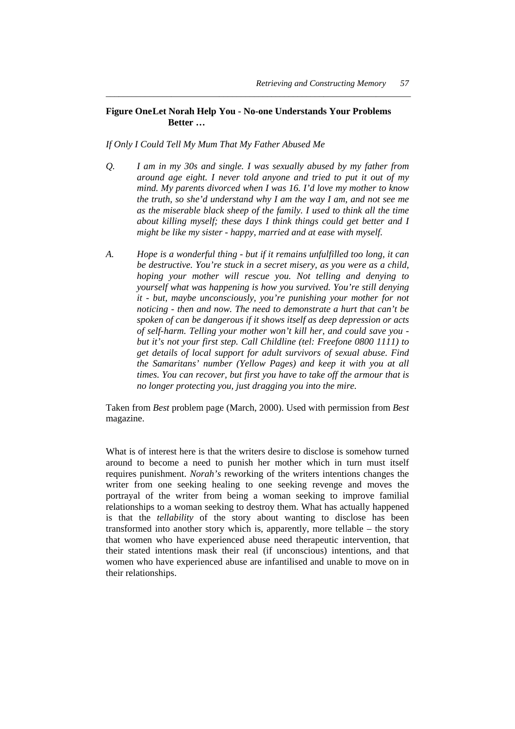**Figure OneLet Norah Help You - No-one Understands Your Problems Better …**

*If Only I Could Tell My Mum That My Father Abused Me*

*Q.* *I am in my 30s and single. I was sexually abused by my father from around age eight. I never told anyone and tried to put it out of my mind. My parents divorced when I was 16. I'd love my mother to know the truth, so she'd understand why I am the way I am, and not see me as the miserable black sheep of the family. I used to think all the time about killing myself; these days I think things could get better and I might be like my sister - happy, married and at ease with myself.*

*A.* *Hope is a wonderful thing - but if it remains unfulfilled too long, it can be destructive. You're stuck in a secret misery, as you were as a child, hoping your mother will rescue you. Not telling and denying to yourself what was happening is how you survived. You're still denying it - but, maybe unconsciously, you're punishing your mother for not noticing - then and now. The need to demonstrate a hurt that can't be spoken of can be dangerous if it shows itself as deep depression or acts of self-harm. Telling your mother won't kill her, and could save you - but it's not your first step. Call Childline (tel: Freefone 0800 1111) to get details of local support for adult survivors of sexual abuse. Find the Samaritans' number (Yellow Pages) and keep it with you at all times. You can recover, but first you have to take off the armour that is no longer protecting you, just dragging you into the mire.*

Taken from *Best* problem page (March, 2000). Used with permission from *Best* magazine.

What is of interest here is that the writers desire to disclose is somehow turned around to become a need to punish her mother which in turn must itself requires punishment. *Norah's* reworking of the writers intentions changes the writer from one seeking healing to one seeking revenge and moves the portrayal of the writer from being a woman seeking to improve familial relationships to a woman seeking to destroy them. What has actually happened is that the *tellability* of the story about wanting to disclose has been transformed into another story which is, apparently, more tellable – the story that women who have experienced abuse need therapeutic intervention, that their stated intentions mask their real (if unconscious) intentions, and that women who have experienced abuse are infantilised and unable to move on in their relationships.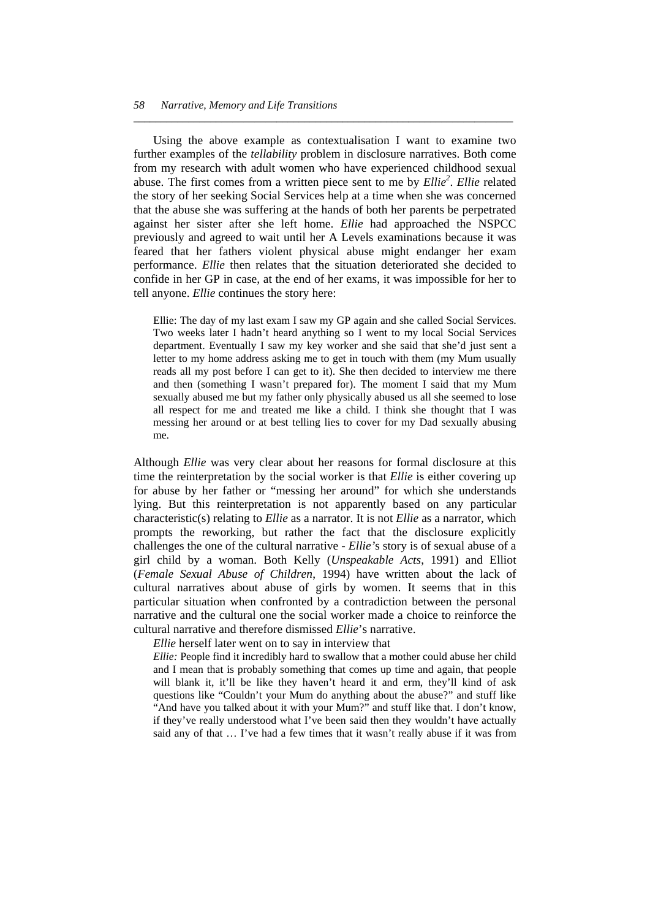Using the above example as contextualisation I want to examine two further examples of the *tellability* problem in disclosure narratives. Both come from my research with adult women who have experienced childhood sexual abuse. The first comes from a written piece sent to me by *Ellie*[2]. *Ellie* related the story of her seeking Social Services help at a time when she was concerned that the abuse she was suffering at the hands of both her parents be perpetrated against her sister after she left home. *Ellie* had approached the NSPCC previously and agreed to wait until her A Levels examinations because it was feared that her fathers violent physical abuse might endanger her exam performance. *Ellie* then relates that the situation deteriorated she decided to confide in her GP in case, at the end of her exams, it was impossible for her to tell anyone. *Ellie* continues the story here:

> Ellie: The day of my last exam I saw my GP again and she called Social Services. Two weeks later I hadn't heard anything so I went to my local Social Services department. Eventually I saw my key worker and she said that she'd just sent a letter to my home address asking me to get in touch with them (my Mum usually reads all my post before I can get to it). She then decided to interview me there and then (something I wasn't prepared for). The moment I said that my Mum sexually abused me but my father only physically abused us all she seemed to lose all respect for me and treated me like a child. I think she thought that I was messing her around or at best telling lies to cover for my Dad sexually abusing me.

Although *Ellie* was very clear about her reasons for formal disclosure at this time the reinterpretation by the social worker is that *Ellie* is either covering up for abuse by her father or "messing her around" for which she understands lying. But this reinterpretation is not apparently based on any particular characteristic(s) relating to *Ellie* as a narrator. It is not *Ellie* as a narrator, which prompts the reworking, but rather the fact that the disclosure explicitly challenges the one of the cultural narrative - *Ellie*'s story is of sexual abuse of a girl child by a woman. Both Kelly (*Unspeakable Acts*, 1991) and Elliot (*Female Sexual Abuse of Children*, 1994) have written about the lack of cultural narratives about abuse of girls by women. It seems that in this particular situation when confronted by a contradiction between the personal narrative and the cultural one the social worker made a choice to reinforce the cultural narrative and therefore dismissed *Ellie*'s narrative.

*Ellie* herself later went on to say in interview that

> *Ellie:* People find it incredibly hard to swallow that a mother could abuse her child and I mean that is probably something that comes up time and again, that people will blank it, it'll be like they haven't heard it and erm, they'll kind of ask questions like "Couldn't your Mum do anything about the abuse?" and stuff like "And have you talked about it with your Mum?" and stuff like that. I don't know, if they've really understood what I've been said then they wouldn't have actually said any of that … I've had a few times that it wasn't really abuse if it was from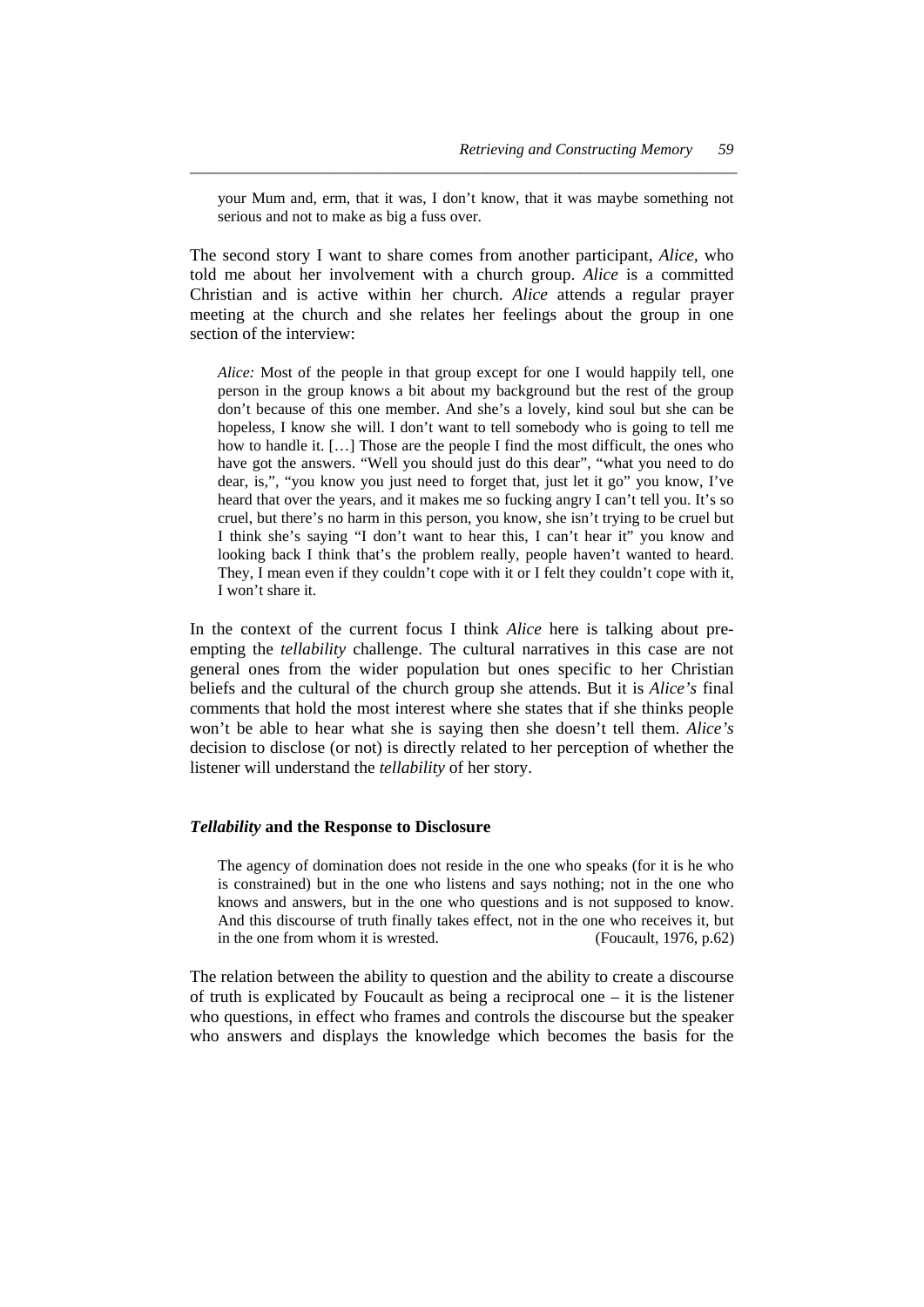your Mum and, erm, that it was, I don't know, that it was maybe something not serious and not to make as big a fuss over.

The second story I want to share comes from another participant, *Alice*, who told me about her involvement with a church group. *Alice* is a committed Christian and is active within her church. *Alice* attends a regular prayer meeting at the church and she relates her feelings about the group in one section of the interview:

> *Alice:* Most of the people in that group except for one I would happily tell, one person in the group knows a bit about my background but the rest of the group don't because of this one member. And she's a lovely, kind soul but she can be hopeless, I know she will. I don't want to tell somebody who is going to tell me how to handle it. […] Those are the people I find the most difficult, the ones who have got the answers. "Well you should just do this dear", "what you need to do dear, is,", "you know you just need to forget that, just let it go" you know, I've heard that over the years, and it makes me so fucking angry I can't tell you. It's so cruel, but there's no harm in this person, you know, she isn't trying to be cruel but I think she's saying "I don't want to hear this, I can't hear it" you know and looking back I think that's the problem really, people haven't wanted to heard. They, I mean even if they couldn't cope with it or I felt they couldn't cope with it, I won't share it.

In the context of the current focus I think *Alice* here is talking about pre-empting the *tellability* challenge. The cultural narratives in this case are not general ones from the wider population but ones specific to her Christian beliefs and the cultural of the church group she attends. But it is *Alice's* final comments that hold the most interest where she states that if she thinks people won't be able to hear what she is saying then she doesn't tell them. *Alice's* decision to disclose (or not) is directly related to her perception of whether the listener will understand the *tellability* of her story.

### ***Tellability*** **and the Response to Disclosure**

> The agency of domination does not reside in the one who speaks (for it is he who is constrained) but in the one who listens and says nothing; not in the one who knows and answers, but in the one who questions and is not supposed to know. And this discourse of truth finally takes effect, not in the one who receives it, but in the one from whom it is wrested. (Foucault, 1976, p.62)

The relation between the ability to question and the ability to create a discourse of truth is explicated by Foucault as being a reciprocal one – it is the listener who questions, in effect who frames and controls the discourse but the speaker who answers and displays the knowledge which becomes the basis for the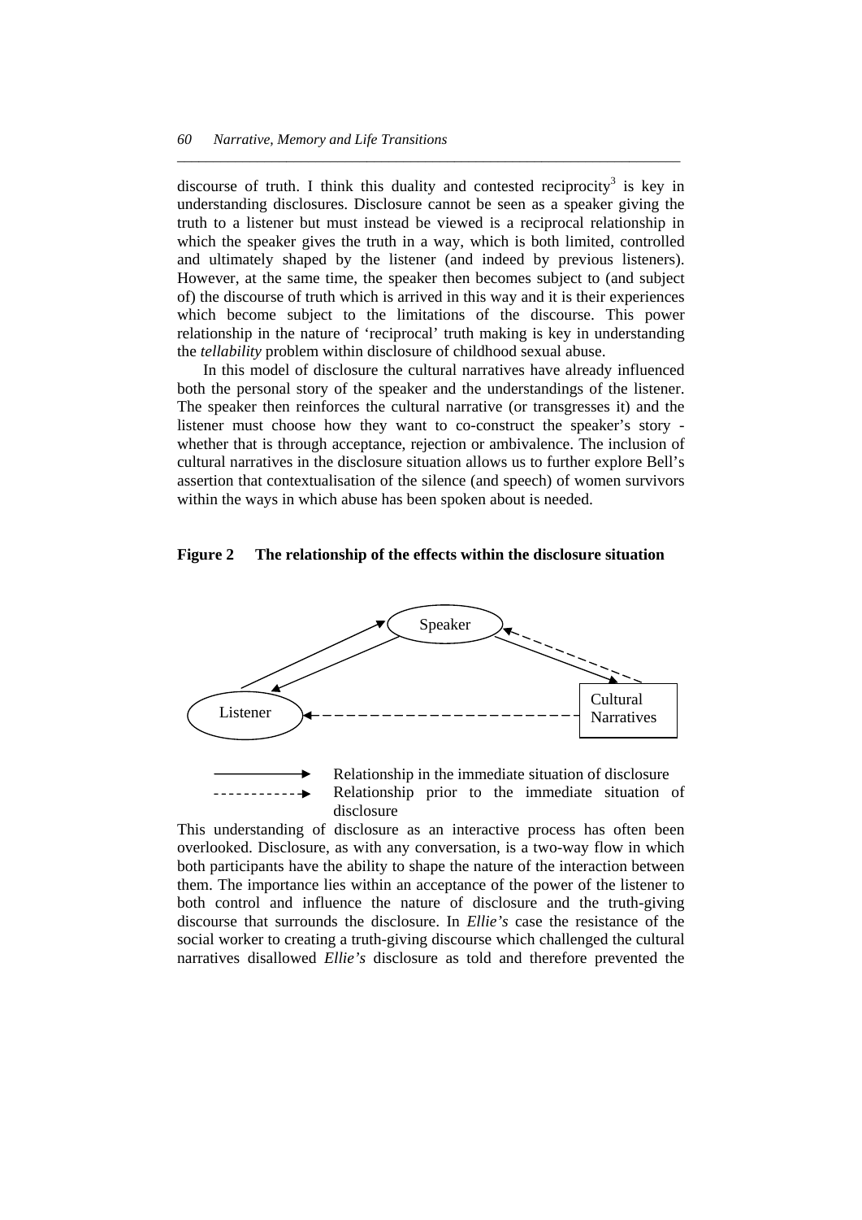discourse of truth. I think this duality and contested reciprocity[3] is key in understanding disclosures. Disclosure cannot be seen as a speaker giving the truth to a listener but must instead be viewed is a reciprocal relationship in which the speaker gives the truth in a way, which is both limited, controlled and ultimately shaped by the listener (and indeed by previous listeners). However, at the same time, the speaker then becomes subject to (and subject of) the discourse of truth which is arrived in this way and it is their experiences which become subject to the limitations of the discourse. This power relationship in the nature of 'reciprocal' truth making is key in understanding the *tellability* problem within disclosure of childhood sexual abuse.

In this model of disclosure the cultural narratives have already influenced both the personal story of the speaker and the understandings of the listener. The speaker then reinforces the cultural narrative (or transgresses it) and the listener must choose how they want to co-construct the speaker's story - whether that is through acceptance, rejection or ambivalence. The inclusion of cultural narratives in the disclosure situation allows us to further explore Bell's assertion that contextualisation of the silence (and speech) of women survivors within the ways in which abuse has been spoken about is needed.

**Figure 2 The relationship of the effects within the disclosure situation**

Speaker

Listener

Cultural Narratives

———▶ Relationship in the immediate situation of disclosure

- - - - -▶ Relationship prior to the immediate situation of disclosure

This understanding of disclosure as an interactive process has often been overlooked. Disclosure, as with any conversation, is a two-way flow in which both participants have the ability to shape the nature of the interaction between them. The importance lies within an acceptance of the power of the listener to both control and influence the nature of disclosure and the truth-giving discourse that surrounds the disclosure. In *Ellie's* case the resistance of the social worker to creating a truth-giving discourse which challenged the cultural narratives disallowed *Ellie's* disclosure as told and therefore prevented the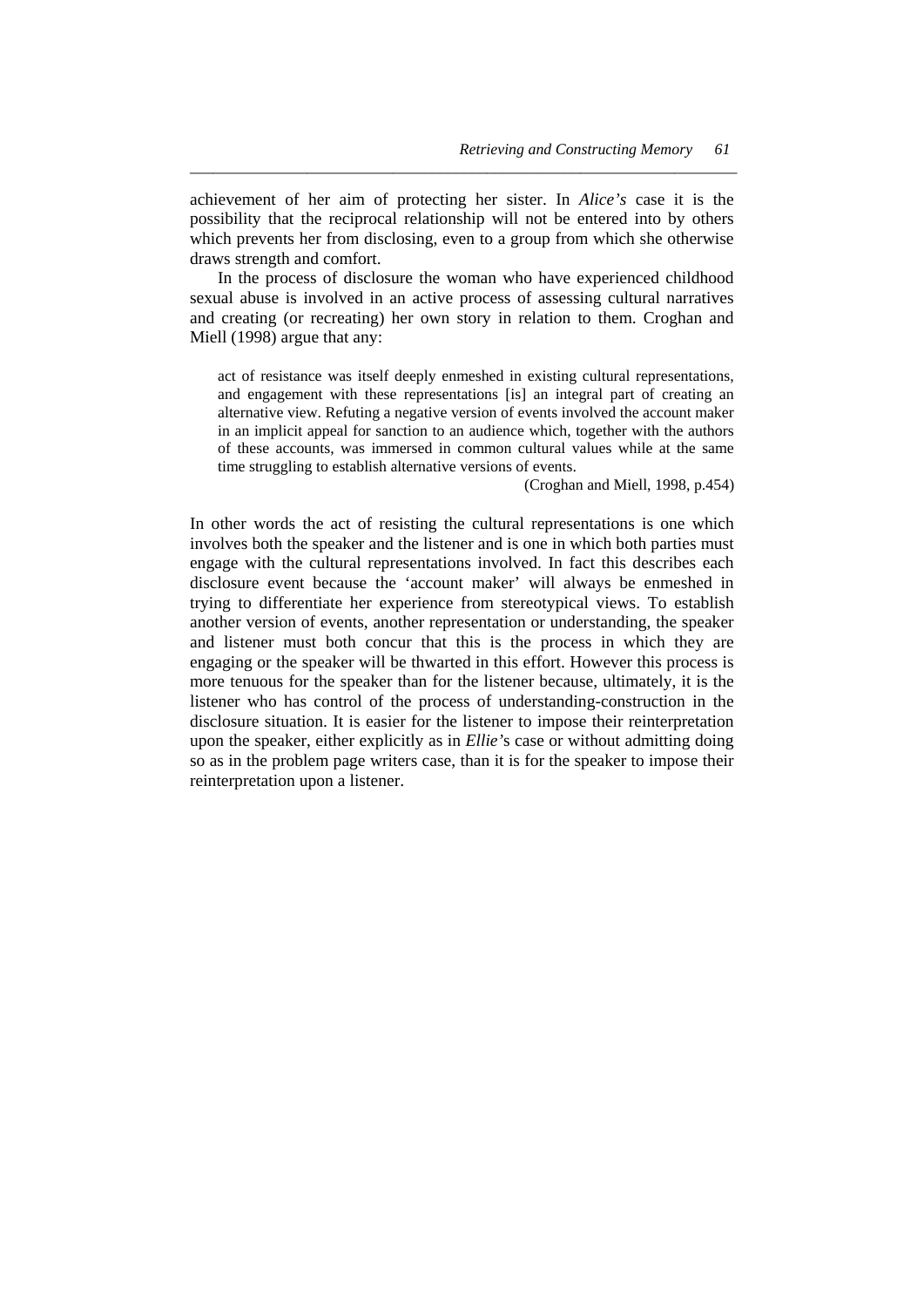achievement of her aim of protecting her sister. In *Alice's* case it is the possibility that the reciprocal relationship will not be entered into by others which prevents her from disclosing, even to a group from which she otherwise draws strength and comfort.

In the process of disclosure the woman who have experienced childhood sexual abuse is involved in an active process of assessing cultural narratives and creating (or recreating) her own story in relation to them. Croghan and Miell (1998) argue that any:

> act of resistance was itself deeply enmeshed in existing cultural representations, and engagement with these representations [is] an integral part of creating an alternative view. Refuting a negative version of events involved the account maker in an implicit appeal for sanction to an audience which, together with the authors of these accounts, was immersed in common cultural values while at the same time struggling to establish alternative versions of events.
>
> (Croghan and Miell, 1998, p.454)

In other words the act of resisting the cultural representations is one which involves both the speaker and the listener and is one in which both parties must engage with the cultural representations involved. In fact this describes each disclosure event because the 'account maker' will always be enmeshed in trying to differentiate her experience from stereotypical views. To establish another version of events, another representation or understanding, the speaker and listener must both concur that this is the process in which they are engaging or the speaker will be thwarted in this effort. However this process is more tenuous for the speaker than for the listener because, ultimately, it is the listener who has control of the process of understanding-construction in the disclosure situation. It is easier for the listener to impose their reinterpretation upon the speaker, either explicitly as in *Ellie'*s case or without admitting doing so as in the problem page writers case, than it is for the speaker to impose their reinterpretation upon a listener.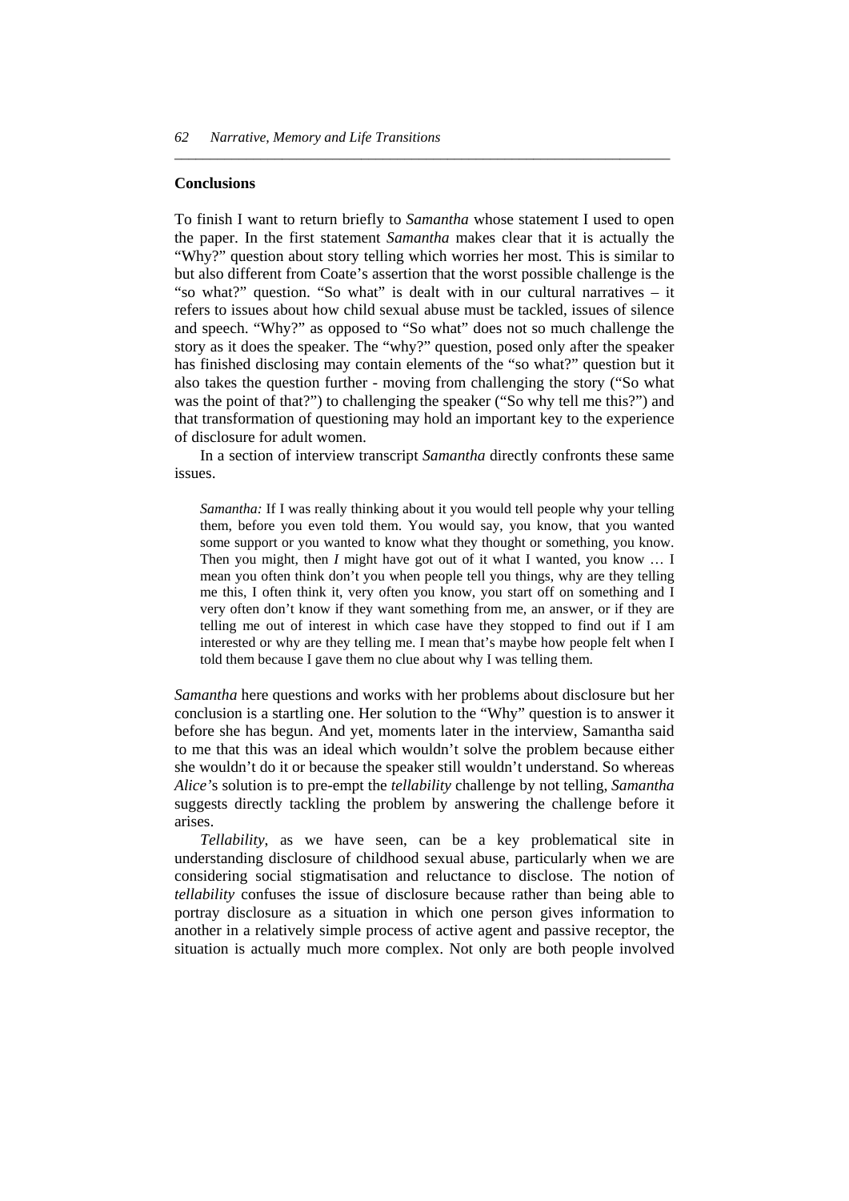## Conclusions

To finish I want to return briefly to *Samantha* whose statement I used to open the paper. In the first statement *Samantha* makes clear that it is actually the "Why?" question about story telling which worries her most. This is similar to but also different from Coate's assertion that the worst possible challenge is the "so what?" question. "So what" is dealt with in our cultural narratives – it refers to issues about how child sexual abuse must be tackled, issues of silence and speech. "Why?" as opposed to "So what" does not so much challenge the story as it does the speaker. The "why?" question, posed only after the speaker has finished disclosing may contain elements of the "so what?" question but it also takes the question further - moving from challenging the story ("So what was the point of that?") to challenging the speaker ("So why tell me this?") and that transformation of questioning may hold an important key to the experience of disclosure for adult women.

In a section of interview transcript *Samantha* directly confronts these same issues.

> *Samantha:* If I was really thinking about it you would tell people why your telling them, before you even told them. You would say, you know, that you wanted some support or you wanted to know what they thought or something, you know. Then you might, then *I* might have got out of it what I wanted, you know … I mean you often think don't you when people tell you things, why are they telling me this, I often think it, very often you know, you start off on something and I very often don't know if they want something from me, an answer, or if they are telling me out of interest in which case have they stopped to find out if I am interested or why are they telling me. I mean that's maybe how people felt when I told them because I gave them no clue about why I was telling them.

*Samantha* here questions and works with her problems about disclosure but her conclusion is a startling one. Her solution to the "Why" question is to answer it before she has begun. And yet, moments later in the interview, Samantha said to me that this was an ideal which wouldn't solve the problem because either she wouldn't do it or because the speaker still wouldn't understand. So whereas *Alice*'s solution is to pre-empt the *tellability* challenge by not telling, *Samantha* suggests directly tackling the problem by answering the challenge before it arises.

*Tellability*, as we have seen, can be a key problematical site in understanding disclosure of childhood sexual abuse, particularly when we are considering social stigmatisation and reluctance to disclose. The notion of *tellability* confuses the issue of disclosure because rather than being able to portray disclosure as a situation in which one person gives information to another in a relatively simple process of active agent and passive receptor, the situation is actually much more complex. Not only are both people involved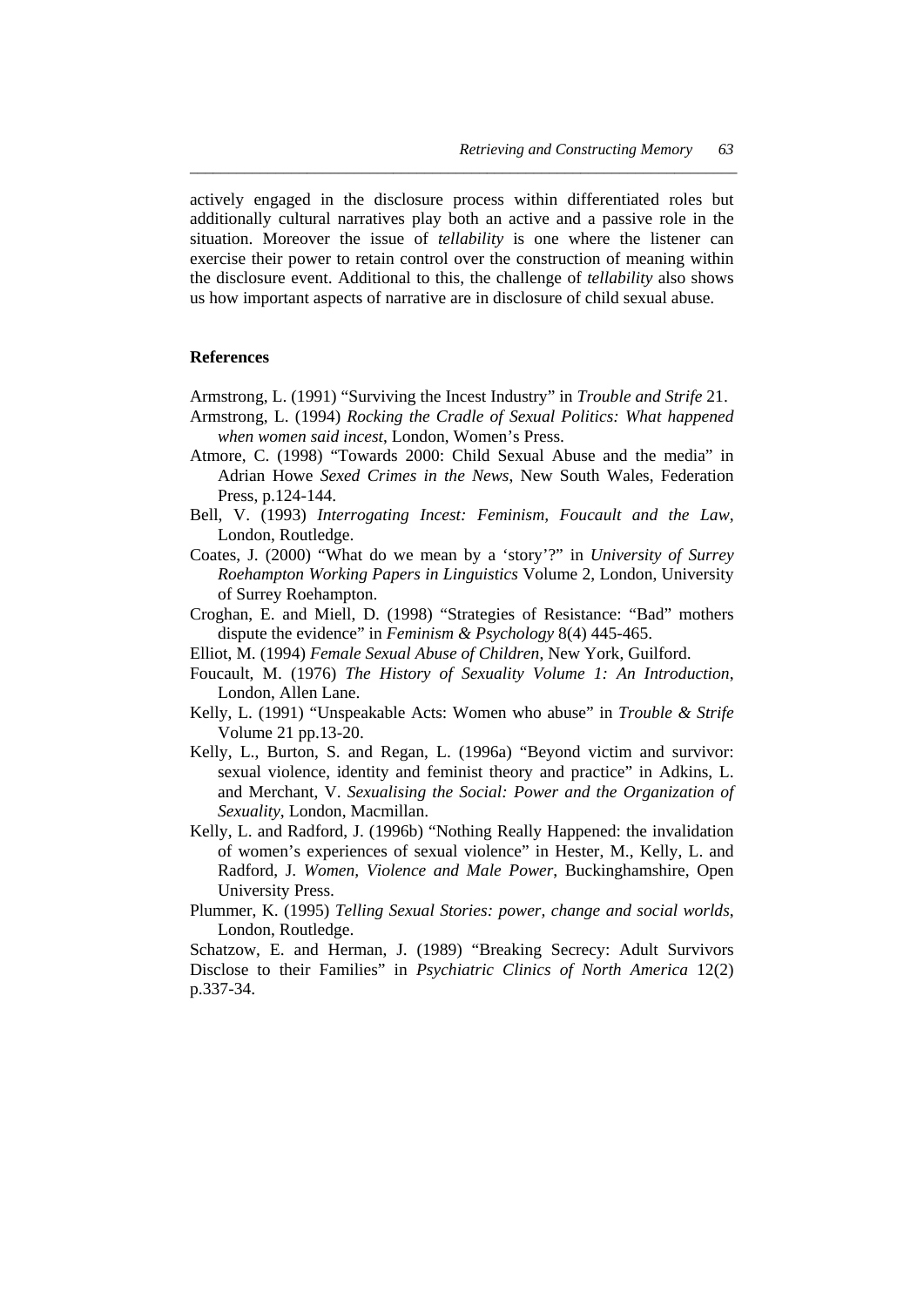actively engaged in the disclosure process within differentiated roles but additionally cultural narratives play both an active and a passive role in the situation. Moreover the issue of *tellability* is one where the listener can exercise their power to retain control over the construction of meaning within the disclosure event. Additional to this, the challenge of *tellability* also shows us how important aspects of narrative are in disclosure of child sexual abuse.

## References

Armstrong, L. (1991) "Surviving the Incest Industry" in *Trouble and Strife* 21.

Armstrong, L. (1994) *Rocking the Cradle of Sexual Politics: What happened when women said incest*, London, Women's Press.

Atmore, C. (1998) "Towards 2000: Child Sexual Abuse and the media" in Adrian Howe *Sexed Crimes in the News*, New South Wales, Federation Press, p.124-144.

Bell, V. (1993) *Interrogating Incest: Feminism, Foucault and the Law*, London, Routledge.

Coates, J. (2000) "What do we mean by a 'story'?" in *University of Surrey Roehampton Working Papers in Linguistics* Volume 2, London, University of Surrey Roehampton.

Croghan, E. and Miell, D. (1998) "Strategies of Resistance: "Bad" mothers dispute the evidence" in *Feminism & Psychology* 8(4) 445-465.

Elliot, M. (1994) *Female Sexual Abuse of Children*, New York, Guilford.

Foucault, M. (1976) *The History of Sexuality Volume 1: An Introduction*, London, Allen Lane.

Kelly, L. (1991) "Unspeakable Acts: Women who abuse" in *Trouble & Strife* Volume 21 pp.13-20.

Kelly, L., Burton, S. and Regan, L. (1996a) "Beyond victim and survivor: sexual violence, identity and feminist theory and practice" in Adkins, L. and Merchant, V. *Sexualising the Social: Power and the Organization of Sexuality*, London, Macmillan.

Kelly, L. and Radford, J. (1996b) "Nothing Really Happened: the invalidation of women's experiences of sexual violence" in Hester, M., Kelly, L. and Radford, J. *Women, Violence and Male Power*, Buckinghamshire, Open University Press.

Plummer, K. (1995) *Telling Sexual Stories: power, change and social worlds*, London, Routledge.

Schatzow, E. and Herman, J. (1989) "Breaking Secrecy: Adult Survivors Disclose to their Families" in *Psychiatric Clinics of North America* 12(2) p.337-34.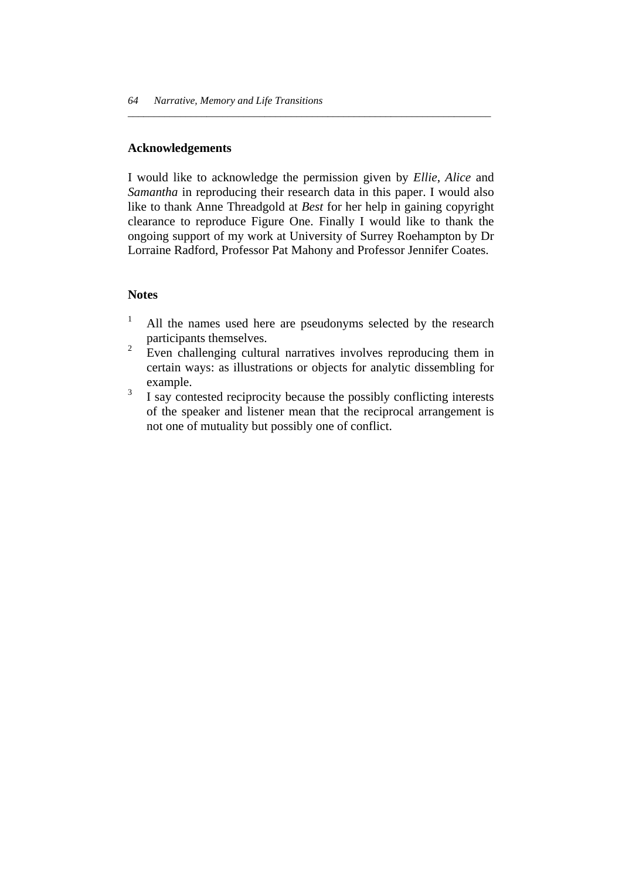## Acknowledgements

I would like to acknowledge the permission given by *Ellie*, *Alice* and *Samantha* in reproducing their research data in this paper. I would also like to thank Anne Threadgold at *Best* for her help in gaining copyright clearance to reproduce Figure One. Finally I would like to thank the ongoing support of my work at University of Surrey Roehampton by Dr Lorraine Radford, Professor Pat Mahony and Professor Jennifer Coates.

## Notes

[1] All the names used here are pseudonyms selected by the research participants themselves.

[2] Even challenging cultural narratives involves reproducing them in certain ways: as illustrations or objects for analytic dissembling for example.

[3] I say contested reciprocity because the possibly conflicting interests of the speaker and listener mean that the reciprocal arrangement is not one of mutuality but possibly one of conflict.